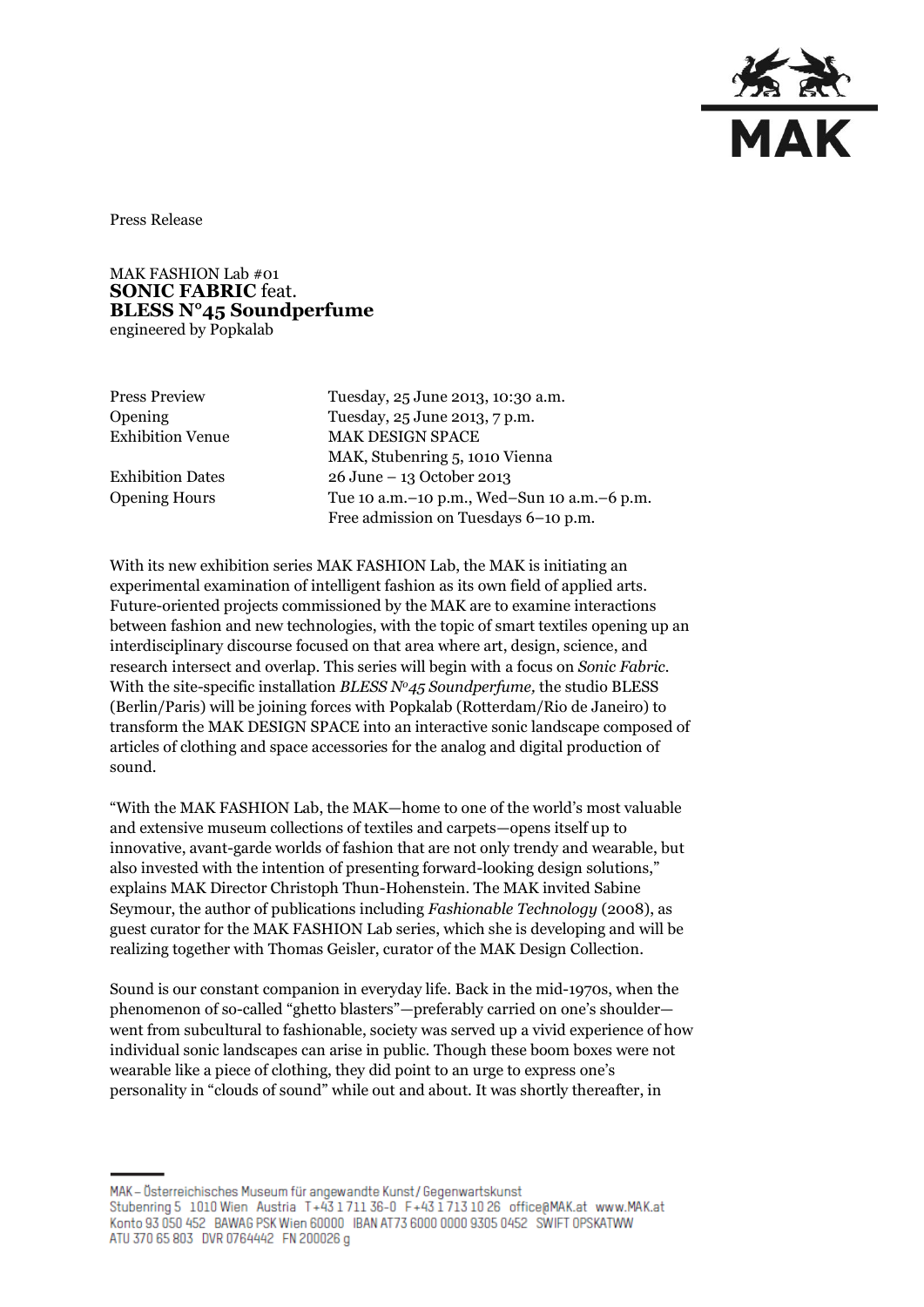Press Release

MAK FASHION Lab #01
**SONIC FABRIC** feat.
**BLESS N°45 Soundperfume**
engineered by Popkalab

| | |
|---|---|
| Press Preview | Tuesday, 25 June 2013, 10:30 a.m. |
| Opening | Tuesday, 25 June 2013, 7 p.m. |
| Exhibition Venue | MAK DESIGN SPACE<br>MAK, Stubenring 5, 1010 Vienna |
| Exhibition Dates | 26 June – 13 October 2013 |
| Opening Hours | Tue 10 a.m.–10 p.m., Wed–Sun 10 a.m.–6 p.m.<br>Free admission on Tuesdays 6–10 p.m. |

With its new exhibition series MAK FASHION Lab, the MAK is initiating an experimental examination of intelligent fashion as its own field of applied arts. Future-oriented projects commissioned by the MAK are to examine interactions between fashion and new technologies, with the topic of smart textiles opening up an interdisciplinary discourse focused on that area where art, design, science, and research intersect and overlap. This series will begin with a focus on *Sonic Fabric*. With the site-specific installation *BLESS N°45 Soundperfume,* the studio BLESS (Berlin/Paris) will be joining forces with Popkalab (Rotterdam/Rio de Janeiro) to transform the MAK DESIGN SPACE into an interactive sonic landscape composed of articles of clothing and space accessories for the analog and digital production of sound.

"With the MAK FASHION Lab, the MAK—home to one of the world's most valuable and extensive museum collections of textiles and carpets—opens itself up to innovative, avant-garde worlds of fashion that are not only trendy and wearable, but also invested with the intention of presenting forward-looking design solutions," explains MAK Director Christoph Thun-Hohenstein. The MAK invited Sabine Seymour, the author of publications including *Fashionable Technology* (2008), as guest curator for the MAK FASHION Lab series, which she is developing and will be realizing together with Thomas Geisler, curator of the MAK Design Collection.

Sound is our constant companion in everyday life. Back in the mid-1970s, when the phenomenon of so-called "ghetto blasters"—preferably carried on one's shoulder—went from subcultural to fashionable, society was served up a vivid experience of how individual sonic landscapes can arise in public. Though these boom boxes were not wearable like a piece of clothing, they did point to an urge to express one's personality in "clouds of sound" while out and about. It was shortly thereafter, in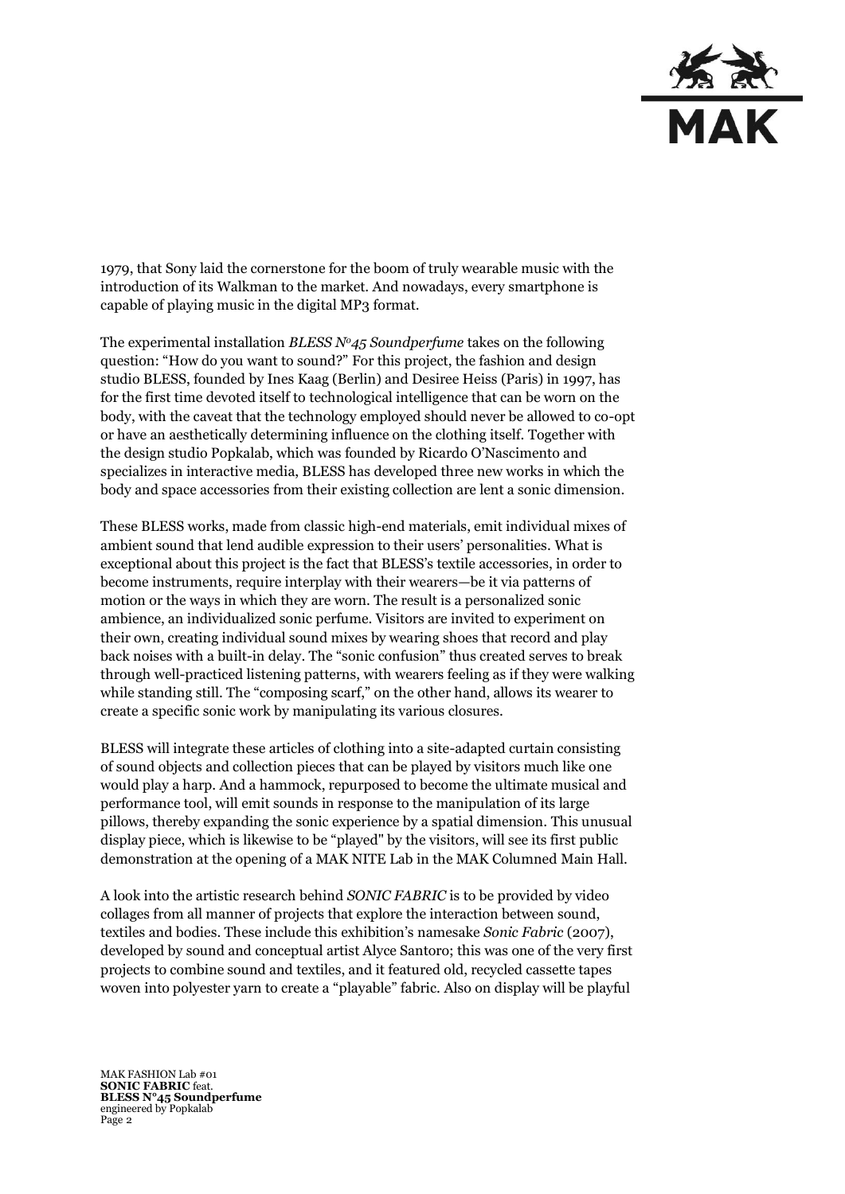1979, that Sony laid the cornerstone for the boom of truly wearable music with the introduction of its Walkman to the market. And nowadays, every smartphone is capable of playing music in the digital MP3 format.

The experimental installation *BLESS N°45 Soundperfume* takes on the following question: "How do you want to sound?" For this project, the fashion and design studio BLESS, founded by Ines Kaag (Berlin) and Desiree Heiss (Paris) in 1997, has for the first time devoted itself to technological intelligence that can be worn on the body, with the caveat that the technology employed should never be allowed to co-opt or have an aesthetically determining influence on the clothing itself. Together with the design studio Popkalab, which was founded by Ricardo O'Nascimento and specializes in interactive media, BLESS has developed three new works in which the body and space accessories from their existing collection are lent a sonic dimension.

These BLESS works, made from classic high-end materials, emit individual mixes of ambient sound that lend audible expression to their users' personalities. What is exceptional about this project is the fact that BLESS's textile accessories, in order to become instruments, require interplay with their wearers—be it via patterns of motion or the ways in which they are worn. The result is a personalized sonic ambience, an individualized sonic perfume. Visitors are invited to experiment on their own, creating individual sound mixes by wearing shoes that record and play back noises with a built-in delay. The "sonic confusion" thus created serves to break through well-practiced listening patterns, with wearers feeling as if they were walking while standing still. The "composing scarf," on the other hand, allows its wearer to create a specific sonic work by manipulating its various closures.

BLESS will integrate these articles of clothing into a site-adapted curtain consisting of sound objects and collection pieces that can be played by visitors much like one would play a harp. And a hammock, repurposed to become the ultimate musical and performance tool, will emit sounds in response to the manipulation of its large pillows, thereby expanding the sonic experience by a spatial dimension. This unusual display piece, which is likewise to be "played" by the visitors, will see its first public demonstration at the opening of a MAK NITE Lab in the MAK Columned Main Hall.

A look into the artistic research behind *SONIC FABRIC* is to be provided by video collages from all manner of projects that explore the interaction between sound, textiles and bodies. These include this exhibition's namesake *Sonic Fabric* (2007), developed by sound and conceptual artist Alyce Santoro; this was one of the very first projects to combine sound and textiles, and it featured old, recycled cassette tapes woven into polyester yarn to create a "playable" fabric. Also on display will be playful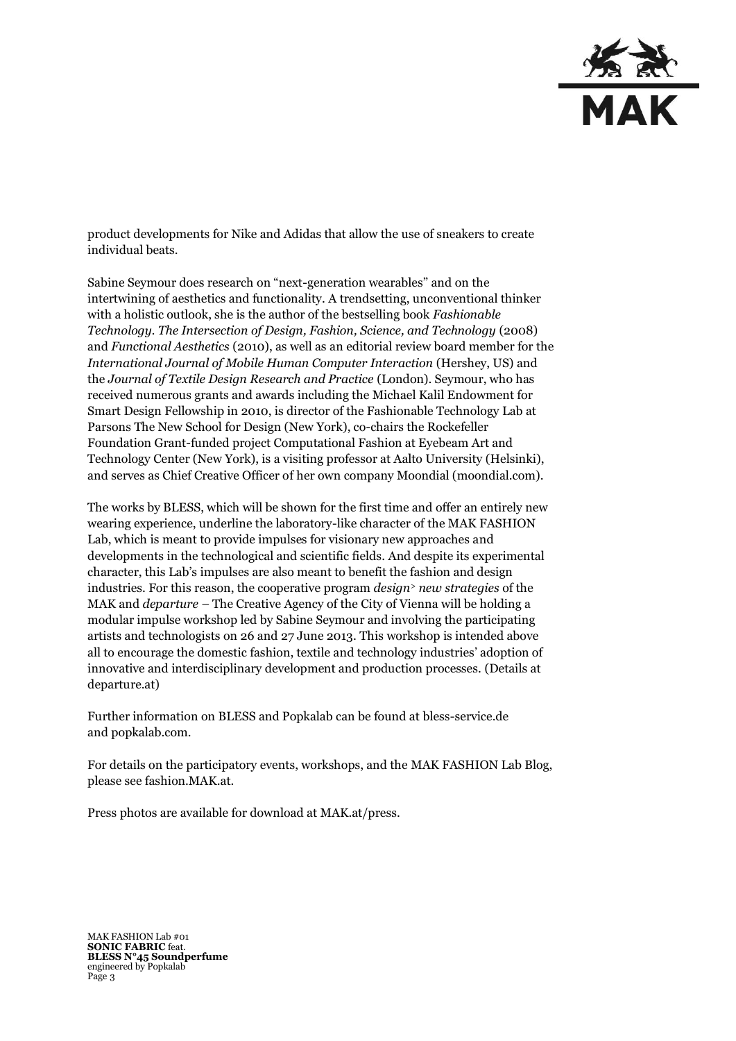product developments for Nike and Adidas that allow the use of sneakers to create individual beats.

Sabine Seymour does research on "next-generation wearables" and on the intertwining of aesthetics and functionality. A trendsetting, unconventional thinker with a holistic outlook, she is the author of the bestselling book *Fashionable Technology. The Intersection of Design, Fashion, Science, and Technology* (2008) and *Functional Aesthetics* (2010), as well as an editorial review board member for the *International Journal of Mobile Human Computer Interaction* (Hershey, US) and the *Journal of Textile Design Research and Practice* (London). Seymour, who has received numerous grants and awards including the Michael Kalil Endowment for Smart Design Fellowship in 2010, is director of the Fashionable Technology Lab at Parsons The New School for Design (New York), co-chairs the Rockefeller Foundation Grant-funded project Computational Fashion at Eyebeam Art and Technology Center (New York), is a visiting professor at Aalto University (Helsinki), and serves as Chief Creative Officer of her own company Moondial (moondial.com).

The works by BLESS, which will be shown for the first time and offer an entirely new wearing experience, underline the laboratory-like character of the MAK FASHION Lab, which is meant to provide impulses for visionary new approaches and developments in the technological and scientific fields. And despite its experimental character, this Lab's impulses are also meant to benefit the fashion and design industries. For this reason, the cooperative program *design> new strategies* of the MAK and *departure* – The Creative Agency of the City of Vienna will be holding a modular impulse workshop led by Sabine Seymour and involving the participating artists and technologists on 26 and 27 June 2013. This workshop is intended above all to encourage the domestic fashion, textile and technology industries' adoption of innovative and interdisciplinary development and production processes. (Details at departure.at)

Further information on BLESS and Popkalab can be found at bless-service.de and popkalab.com.

For details on the participatory events, workshops, and the MAK FASHION Lab Blog, please see fashion.MAK.at.

Press photos are available for download at MAK.at/press.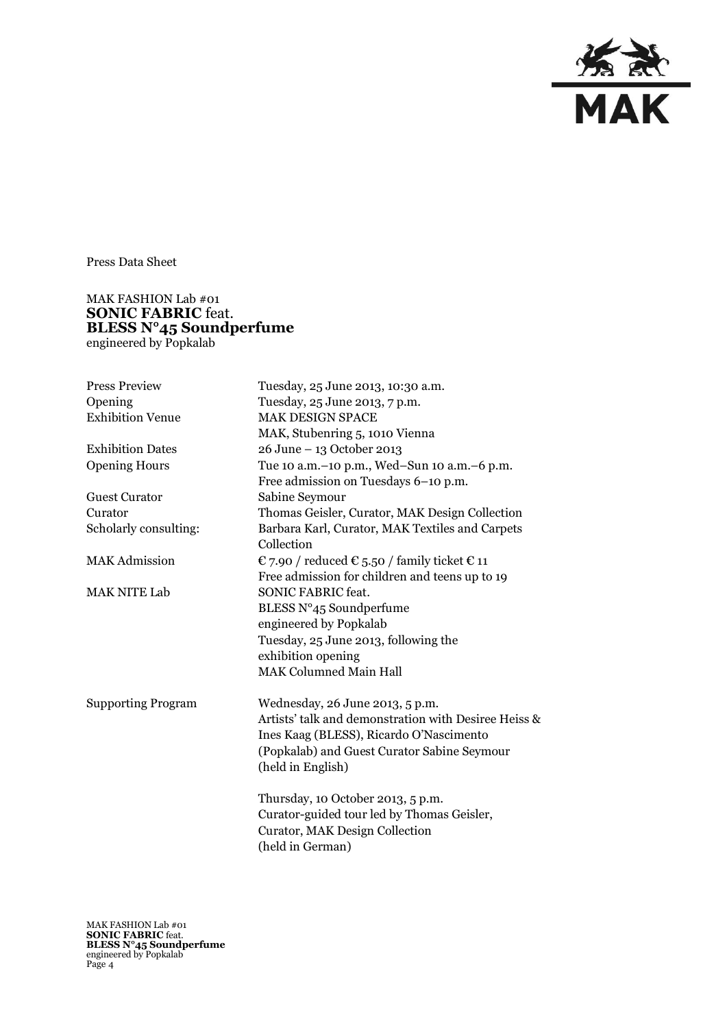Press Data Sheet

MAK FASHION Lab #01
**SONIC FABRIC** feat.
**BLESS N°45 Soundperfume**
engineered by Popkalab

| | |
|---|---|
| Press Preview | Tuesday, 25 June 2013, 10:30 a.m. |
| Opening | Tuesday, 25 June 2013, 7 p.m. |
| Exhibition Venue | MAK DESIGN SPACE<br>MAK, Stubenring 5, 1010 Vienna |
| Exhibition Dates | 26 June – 13 October 2013 |
| Opening Hours | Tue 10 a.m.–10 p.m., Wed–Sun 10 a.m.–6 p.m.<br>Free admission on Tuesdays 6–10 p.m. |
| Guest Curator | Sabine Seymour |
| Curator | Thomas Geisler, Curator, MAK Design Collection |
| Scholarly consulting: | Barbara Karl, Curator, MAK Textiles and Carpets Collection |
| MAK Admission | € 7.90 / reduced € 5.50 / family ticket € 11<br>Free admission for children and teens up to 19 |
| MAK NITE Lab | SONIC FABRIC feat.<br>BLESS N°45 Soundperfume<br>engineered by Popkalab<br>Tuesday, 25 June 2013, following the exhibition opening<br>MAK Columned Main Hall |
| Supporting Program | Wednesday, 26 June 2013, 5 p.m.<br>Artists' talk and demonstration with Desiree Heiss & Ines Kaag (BLESS), Ricardo O'Nascimento (Popkalab) and Guest Curator Sabine Seymour (held in English)<br><br>Thursday, 10 October 2013, 5 p.m.<br>Curator-guided tour led by Thomas Geisler, Curator, MAK Design Collection (held in German) |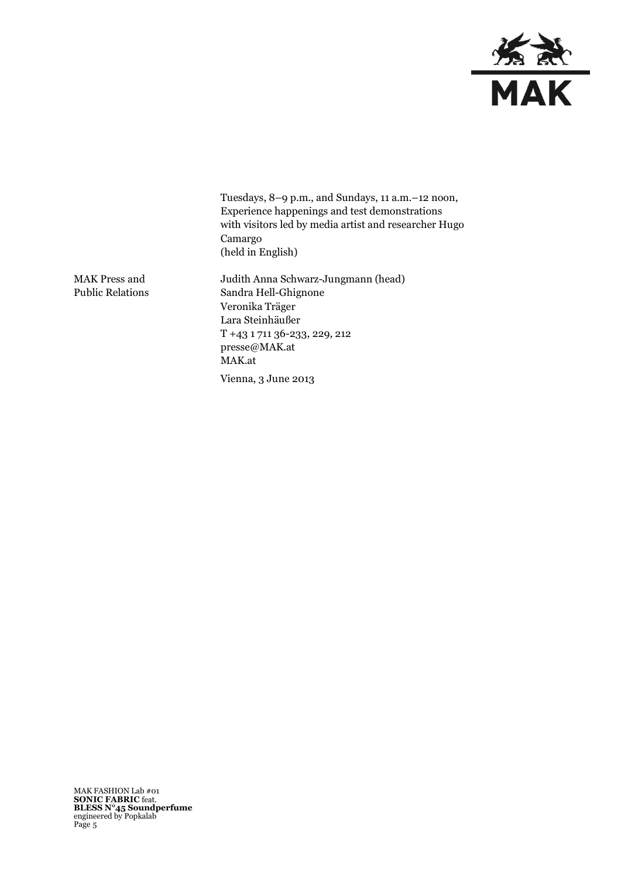Tuesdays, 8–9 p.m., and Sundays, 11 a.m.–12 noon,
Experience happenings and test demonstrations with visitors led by media artist and researcher Hugo Camargo
(held in English)

MAK Press and Public Relations

Judith Anna Schwarz-Jungmann (head)
Sandra Hell-Ghignone
Veronika Träger
Lara Steinhäußer
T +43 1 711 36-233, 229, 212
presse@MAK.at
MAK.at

Vienna, 3 June 2013